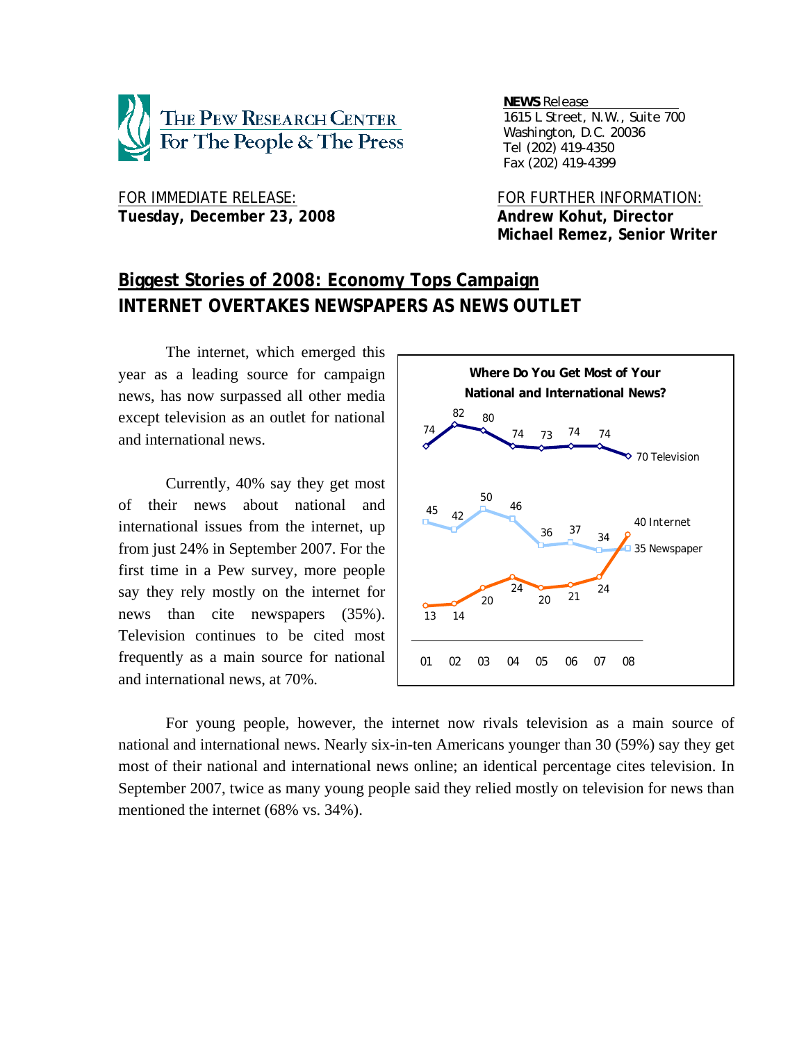**NEWS** Release
1615 L Street, N.W., Suite 700
Washington, D.C. 20036
Tel (202) 419-4350
Fax (202) 419-4399

THE PEW RESEARCH CENTER
For The People & The Press

FOR IMMEDIATE RELEASE:
**Tuesday, December 23, 2008**

FOR FURTHER INFORMATION:
**Andrew Kohut, Director**
**Michael Remez, Senior Writer**

# Biggest Stories of 2008: Economy Tops Campaign
## INTERNET OVERTAKES NEWSPAPERS AS NEWS OUTLET

The internet, which emerged this year as a leading source for campaign news, has now surpassed all other media except television as an outlet for national and international news.

Currently, 40% say they get most of their news about national and international issues from the internet, up from just 24% in September 2007. For the first time in a Pew survey, more people say they rely mostly on the internet for news than cite newspapers (35%). Television continues to be cited most frequently as a main source for national and international news, at 70%.

**Where Do You Get Most of Your National and International News?**

| | 01 | 02 | 03 | 04 | 05 | 06 | 07 | 08 |
|---|---|---|---|---|---|---|---|---|
| Television | 74 | 82 | 80 | 74 | 73 | 74 | 74 | 70 |
| Newspaper | 45 | 42 | 50 | 46 | 36 | 37 | 34 | 35 |
| Internet | 13 | 14 | 20 | 24 | 20 | 21 | 24 | 40 |

For young people, however, the internet now rivals television as a main source of national and international news. Nearly six-in-ten Americans younger than 30 (59%) say they get most of their national and international news online; an identical percentage cites television. In September 2007, twice as many young people said they relied mostly on television for news than mentioned the internet (68% vs. 34%).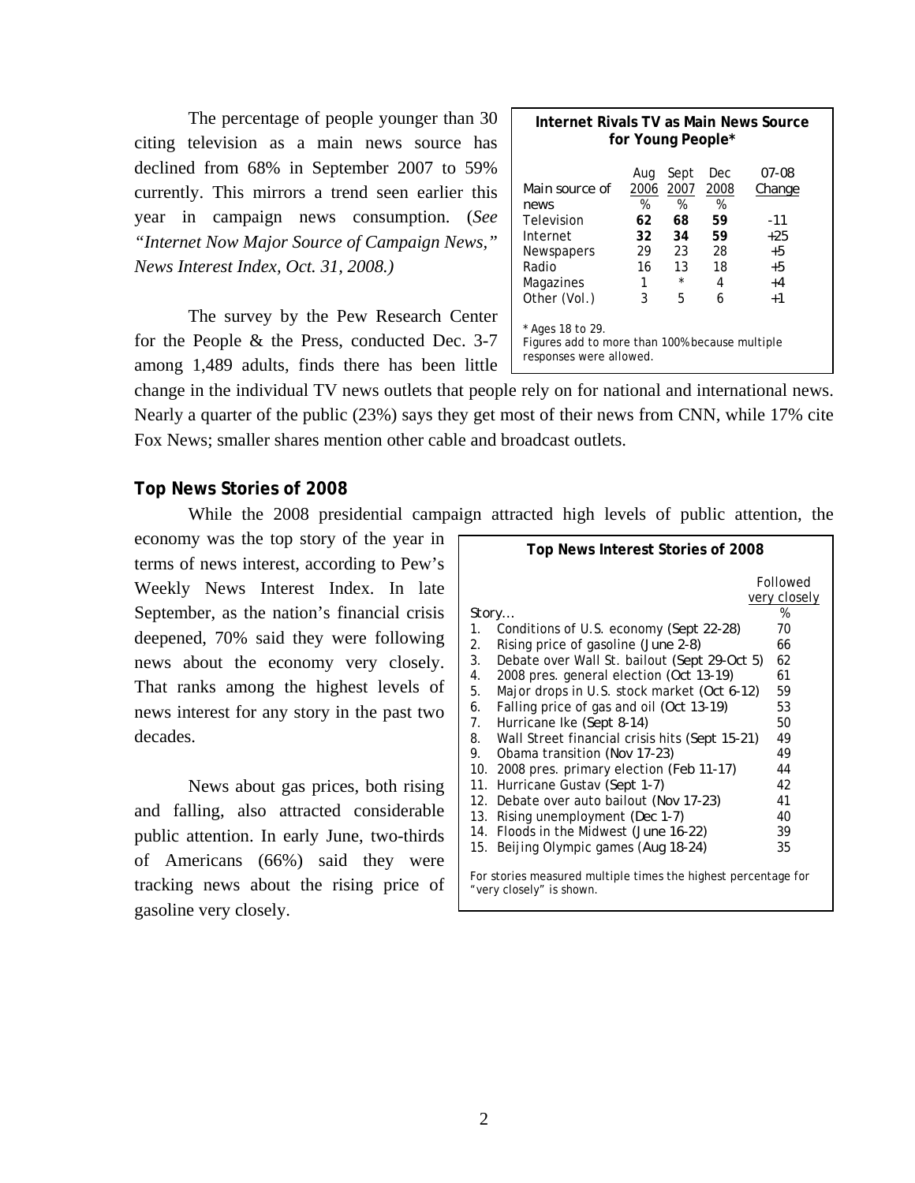The percentage of people younger than 30 citing television as a main news source has declined from 68% in September 2007 to 59% currently. This mirrors a trend seen earlier this year in campaign news consumption. (*See "Internet Now Major Source of Campaign News," News Interest Index, Oct. 31, 2008.)*

**Internet Rivals TV as Main News Source for Young People***

| Main source of news | Aug 2006 % | Sept 2007 % | Dec 2008 % | 07-08 Change |
|---|---|---|---|---|
| Television | **62** | **68** | **59** | -11 |
| Internet | **32** | **34** | **59** | +25 |
| Newspapers | 29 | 23 | 28 | +5 |
| Radio | 16 | 13 | 18 | +5 |
| Magazines | 1 | * | 4 | +4 |
| Other (Vol.) | 3 | 5 | 6 | +1 |

\* Ages 18 to 29.
Figures add to more than 100% because multiple responses were allowed.

The survey by the Pew Research Center for the People & the Press, conducted Dec. 3-7 among 1,489 adults, finds there has been little change in the individual TV news outlets that people rely on for national and international news. Nearly a quarter of the public (23%) says they get most of their news from CNN, while 17% cite Fox News; smaller shares mention other cable and broadcast outlets.

## Top News Stories of 2008

While the 2008 presidential campaign attracted high levels of public attention, the economy was the top story of the year in terms of news interest, according to Pew's Weekly News Interest Index. In late September, as the nation's financial crisis deepened, 70% said they were following news about the economy very closely. That ranks among the highest levels of news interest for any story in the past two decades.

News about gas prices, both rising and falling, also attracted considerable public attention. In early June, two-thirds of Americans (66%) said they were tracking news about the rising price of gasoline very closely.

**Top News Interest Stories of 2008**

| Story… | Followed very closely % |
|---|---|
| 1. Conditions of U.S. economy (Sept 22-28) | 70 |
| 2. Rising price of gasoline (June 2-8) | 66 |
| 3. Debate over Wall St. bailout (Sept 29-Oct 5) | 62 |
| 4. 2008 pres. general election (Oct 13-19) | 61 |
| 5. Major drops in U.S. stock market (Oct 6-12) | 59 |
| 6. Falling price of gas and oil (Oct 13-19) | 53 |
| 7. Hurricane Ike (Sept 8-14) | 50 |
| 8. Wall Street financial crisis hits (Sept 15-21) | 49 |
| 9. Obama transition (Nov 17-23) | 49 |
| 10. 2008 pres. primary election (Feb 11-17) | 44 |
| 11. Hurricane Gustav (Sept 1-7) | 42 |
| 12. Debate over auto bailout (Nov 17-23) | 41 |
| 13. Rising unemployment (Dec 1-7) | 40 |
| 14. Floods in the Midwest (June 16-22) | 39 |
| 15. Beijing Olympic games (Aug 18-24) | 35 |

For stories measured multiple times the highest percentage for "very closely" is shown.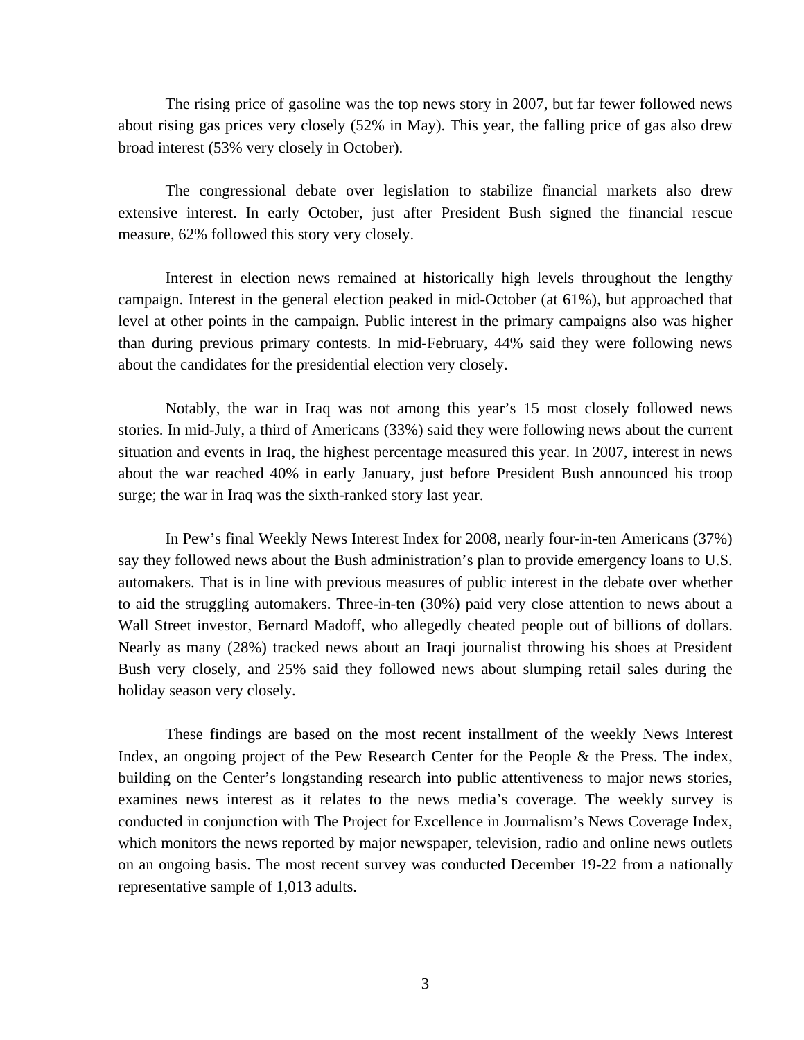The rising price of gasoline was the top news story in 2007, but far fewer followed news about rising gas prices very closely (52% in May). This year, the falling price of gas also drew broad interest (53% very closely in October).

The congressional debate over legislation to stabilize financial markets also drew extensive interest. In early October, just after President Bush signed the financial rescue measure, 62% followed this story very closely.

Interest in election news remained at historically high levels throughout the lengthy campaign. Interest in the general election peaked in mid-October (at 61%), but approached that level at other points in the campaign. Public interest in the primary campaigns also was higher than during previous primary contests. In mid-February, 44% said they were following news about the candidates for the presidential election very closely.

Notably, the war in Iraq was not among this year's 15 most closely followed news stories. In mid-July, a third of Americans (33%) said they were following news about the current situation and events in Iraq, the highest percentage measured this year. In 2007, interest in news about the war reached 40% in early January, just before President Bush announced his troop surge; the war in Iraq was the sixth-ranked story last year.

In Pew's final Weekly News Interest Index for 2008, nearly four-in-ten Americans (37%) say they followed news about the Bush administration's plan to provide emergency loans to U.S. automakers. That is in line with previous measures of public interest in the debate over whether to aid the struggling automakers. Three-in-ten (30%) paid very close attention to news about a Wall Street investor, Bernard Madoff, who allegedly cheated people out of billions of dollars. Nearly as many (28%) tracked news about an Iraqi journalist throwing his shoes at President Bush very closely, and 25% said they followed news about slumping retail sales during the holiday season very closely.

These findings are based on the most recent installment of the weekly News Interest Index, an ongoing project of the Pew Research Center for the People & the Press. The index, building on the Center's longstanding research into public attentiveness to major news stories, examines news interest as it relates to the news media's coverage. The weekly survey is conducted in conjunction with The Project for Excellence in Journalism's News Coverage Index, which monitors the news reported by major newspaper, television, radio and online news outlets on an ongoing basis. The most recent survey was conducted December 19-22 from a nationally representative sample of 1,013 adults.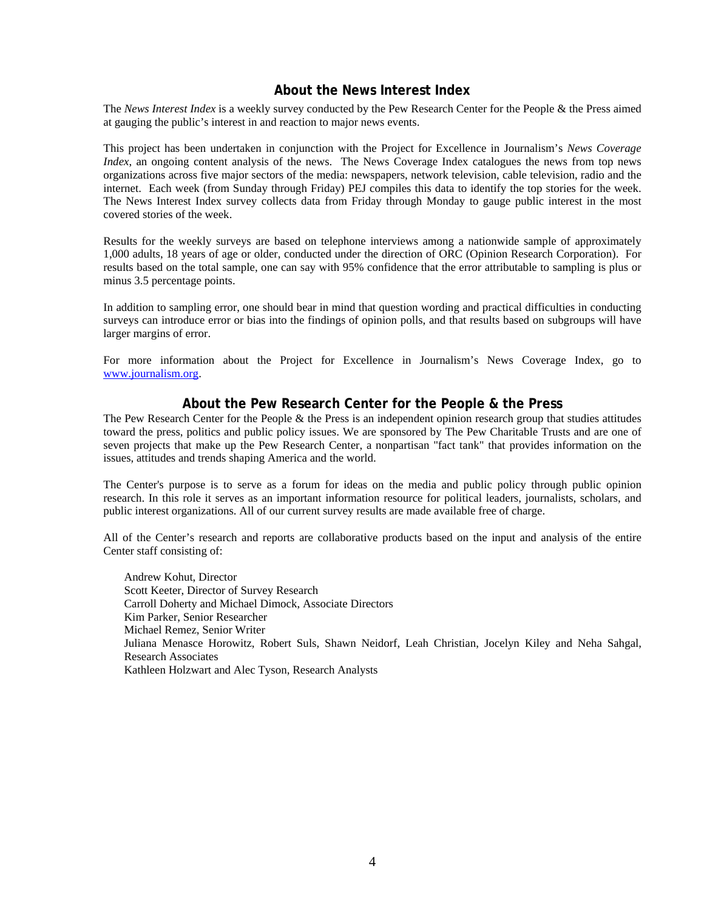## About the News Interest Index

The *News Interest Index* is a weekly survey conducted by the Pew Research Center for the People & the Press aimed at gauging the public's interest in and reaction to major news events.

This project has been undertaken in conjunction with the Project for Excellence in Journalism's *News Coverage Index*, an ongoing content analysis of the news. The News Coverage Index catalogues the news from top news organizations across five major sectors of the media: newspapers, network television, cable television, radio and the internet. Each week (from Sunday through Friday) PEJ compiles this data to identify the top stories for the week. The News Interest Index survey collects data from Friday through Monday to gauge public interest in the most covered stories of the week.

Results for the weekly surveys are based on telephone interviews among a nationwide sample of approximately 1,000 adults, 18 years of age or older, conducted under the direction of ORC (Opinion Research Corporation). For results based on the total sample, one can say with 95% confidence that the error attributable to sampling is plus or minus 3.5 percentage points.

In addition to sampling error, one should bear in mind that question wording and practical difficulties in conducting surveys can introduce error or bias into the findings of opinion polls, and that results based on subgroups will have larger margins of error.

For more information about the Project for Excellence in Journalism's News Coverage Index, go to [www.journalism.org](http://www.journalism.org).

## About the Pew Research Center for the People & the Press

The Pew Research Center for the People & the Press is an independent opinion research group that studies attitudes toward the press, politics and public policy issues. We are sponsored by The Pew Charitable Trusts and are one of seven projects that make up the Pew Research Center, a nonpartisan "fact tank" that provides information on the issues, attitudes and trends shaping America and the world.

The Center's purpose is to serve as a forum for ideas on the media and public policy through public opinion research. In this role it serves as an important information resource for political leaders, journalists, scholars, and public interest organizations. All of our current survey results are made available free of charge.

All of the Center's research and reports are collaborative products based on the input and analysis of the entire Center staff consisting of:

Andrew Kohut, Director
Scott Keeter, Director of Survey Research
Carroll Doherty and Michael Dimock, Associate Directors
Kim Parker, Senior Researcher
Michael Remez, Senior Writer
Juliana Menasce Horowitz, Robert Suls, Shawn Neidorf, Leah Christian, Jocelyn Kiley and Neha Sahgal, Research Associates
Kathleen Holzwart and Alec Tyson, Research Analysts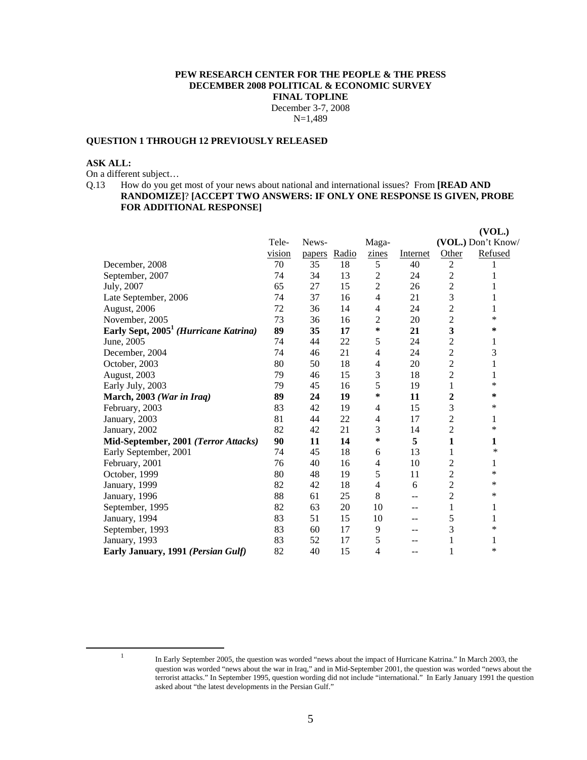**PEW RESEARCH CENTER FOR THE PEOPLE & THE PRESS**
**DECEMBER 2008 POLITICAL & ECONOMIC SURVEY**
**FINAL TOPLINE**
December 3-7, 2008
N=1,489

**QUESTION 1 THROUGH 12 PREVIOUSLY RELEASED**

**ASK ALL:**
On a different subject…

Q.13 How do you get most of your news about national and international issues? From **[READ AND RANDOMIZE]**? **[ACCEPT TWO ANSWERS: IF ONLY ONE RESPONSE IS GIVEN, PROBE FOR ADDITIONAL RESPONSE]**

| | Television | Newspapers | Radio | Magazines | Internet | (VOL.) Other | (VOL.) Don't Know/ Refused |
|---|---|---|---|---|---|---|---|
| December, 2008 | 70 | 35 | 18 | 5 | 40 | 2 | 1 |
| September, 2007 | 74 | 34 | 13 | 2 | 24 | 2 | 1 |
| July, 2007 | 65 | 27 | 15 | 2 | 26 | 2 | 1 |
| Late September, 2006 | 74 | 37 | 16 | 4 | 21 | 3 | 1 |
| August, 2006 | 72 | 36 | 14 | 4 | 24 | 2 | 1 |
| November, 2005 | 73 | 36 | 16 | 2 | 20 | 2 | * |
| **Early Sept, 2005[1] *(Hurricane Katrina)*** | **89** | **35** | **17** | **\*** | **21** | **3** | **\*** |
| June, 2005 | 74 | 44 | 22 | 5 | 24 | 2 | 1 |
| December, 2004 | 74 | 46 | 21 | 4 | 24 | 2 | 3 |
| October, 2003 | 80 | 50 | 18 | 4 | 20 | 2 | 1 |
| August, 2003 | 79 | 46 | 15 | 3 | 18 | 2 | 1 |
| Early July, 2003 | 79 | 45 | 16 | 5 | 19 | 1 | * |
| **March, 2003 *(War in Iraq)*** | **89** | **24** | **19** | **\*** | **11** | **2** | **\*** |
| February, 2003 | 83 | 42 | 19 | 4 | 15 | 3 | * |
| January, 2003 | 81 | 44 | 22 | 4 | 17 | 2 | 1 |
| January, 2002 | 82 | 42 | 21 | 3 | 14 | 2 | * |
| **Mid-September, 2001 *(Terror Attacks)*** | **90** | **11** | **14** | **\*** | **5** | **1** | **1** |
| Early September, 2001 | 74 | 45 | 18 | 6 | 13 | 1 | * |
| February, 2001 | 76 | 40 | 16 | 4 | 10 | 2 | 1 |
| October, 1999 | 80 | 48 | 19 | 5 | 11 | 2 | * |
| January, 1999 | 82 | 42 | 18 | 4 | 6 | 2 | * |
| January, 1996 | 88 | 61 | 25 | 8 | -- | 2 | * |
| September, 1995 | 82 | 63 | 20 | 10 | -- | 1 | 1 |
| January, 1994 | 83 | 51 | 15 | 10 | -- | 5 | 1 |
| September, 1993 | 83 | 60 | 17 | 9 | -- | 3 | * |
| January, 1993 | 83 | 52 | 17 | 5 | -- | 1 | 1 |
| **Early January, 1991 *(Persian Gulf)*** | 82 | 40 | 15 | 4 | -- | 1 | * |

[1] In Early September 2005, the question was worded "news about the impact of Hurricane Katrina." In March 2003, the question was worded "news about the war in Iraq," and in Mid-September 2001, the question was worded "news about the terrorist attacks." In September 1995, question wording did not include "international." In Early January 1991 the question asked about "the latest developments in the Persian Gulf."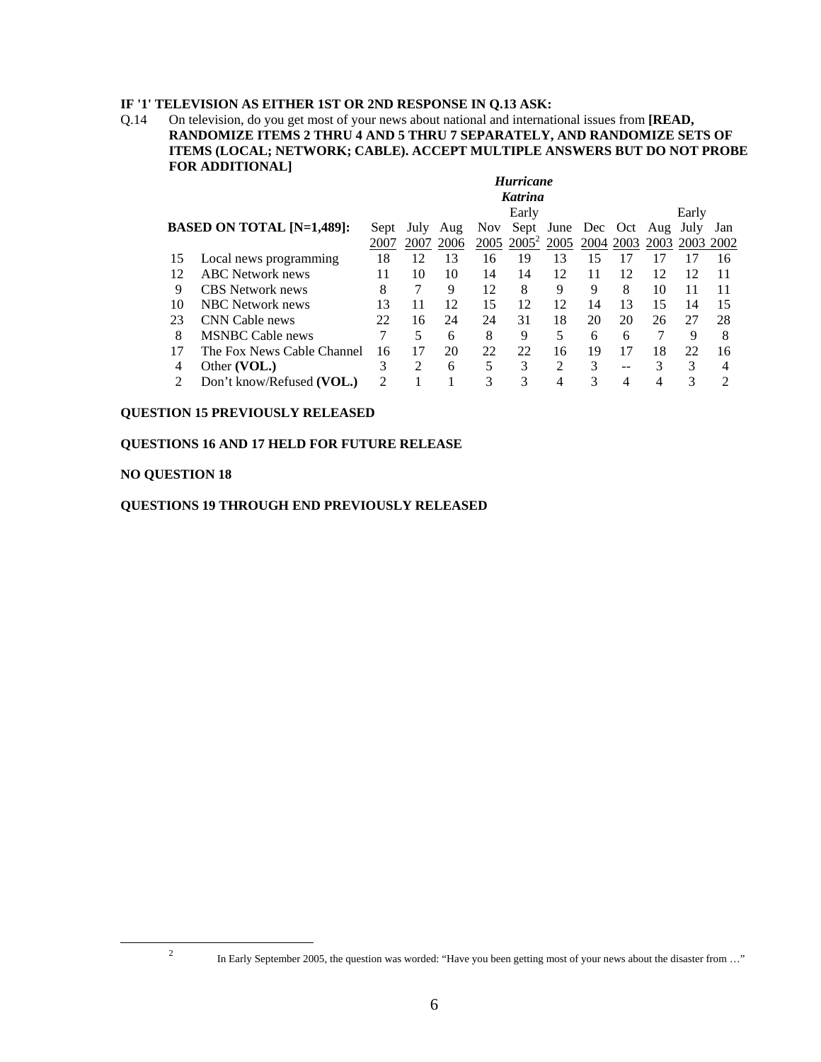**IF '1' TELEVISION AS EITHER 1ST OR 2ND RESPONSE IN Q.13 ASK:**

Q.14 On television, do you get most of your news about national and international issues from **[READ, RANDOMIZE ITEMS 2 THRU 4 AND 5 THRU 7 SEPARATELY, AND RANDOMIZE SETS OF ITEMS (LOCAL; NETWORK; CABLE). ACCEPT MULTIPLE ANSWERS BUT DO NOT PROBE FOR ADDITIONAL]**

| | **BASED ON TOTAL [N=1,489]:** | Sept 2007 | July 2007 | Aug 2006 | Nov 2005 | *Hurricane Katrina* Early Sept 2005[2] | June 2005 | Dec 2004 | Oct 2003 | Aug 2003 | Early July 2003 | Jan 2002 |
|---|---|---|---|---|---|---|---|---|---|---|---|---|
| 15 | Local news programming | 18 | 12 | 13 | 16 | 19 | 13 | 15 | 17 | 17 | 17 | 16 |
| 12 | ABC Network news | 11 | 10 | 10 | 14 | 14 | 12 | 11 | 12 | 12 | 12 | 11 |
| 9 | CBS Network news | 8 | 7 | 9 | 12 | 8 | 9 | 9 | 8 | 10 | 11 | 11 |
| 10 | NBC Network news | 13 | 11 | 12 | 15 | 12 | 12 | 14 | 13 | 15 | 14 | 15 |
| 23 | CNN Cable news | 22 | 16 | 24 | 24 | 31 | 18 | 20 | 20 | 26 | 27 | 28 |
| 8 | MSNBC Cable news | 7 | 5 | 6 | 8 | 9 | 5 | 6 | 6 | 7 | 9 | 8 |
| 17 | The Fox News Cable Channel | 16 | 17 | 20 | 22 | 22 | 16 | 19 | 17 | 18 | 22 | 16 |
| 4 | Other **(VOL.)** | 3 | 2 | 6 | 5 | 3 | 2 | 3 | -- | 3 | 3 | 4 |
| 2 | Don't know/Refused **(VOL.)** | 2 | 1 | 1 | 3 | 3 | 4 | 3 | 4 | 4 | 3 | 2 |

**QUESTION 15 PREVIOUSLY RELEASED**

**QUESTIONS 16 AND 17 HELD FOR FUTURE RELEASE**

**NO QUESTION 18**

**QUESTIONS 19 THROUGH END PREVIOUSLY RELEASED**

[2] In Early September 2005, the question was worded: "Have you been getting most of your news about the disaster from …"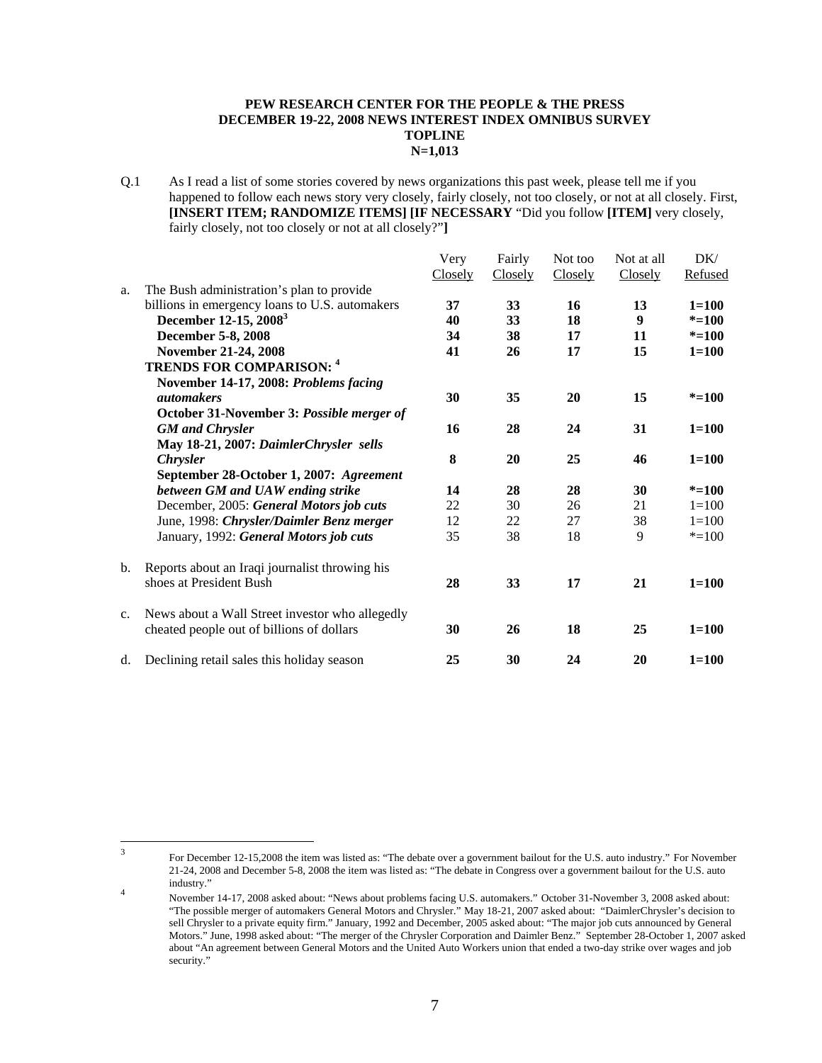**PEW RESEARCH CENTER FOR THE PEOPLE & THE PRESS**
**DECEMBER 19-22, 2008 NEWS INTEREST INDEX OMNIBUS SURVEY**
**TOPLINE**
**N=1,013**

Q.1 As I read a list of some stories covered by news organizations this past week, please tell me if you happened to follow each news story very closely, fairly closely, not too closely, or not at all closely. First, **[INSERT ITEM; RANDOMIZE ITEMS] [IF NECESSARY** "Did you follow **[ITEM]** very closely, fairly closely, not too closely or not at all closely?"**]**

| | | Very Closely | Fairly Closely | Not too Closely | Not at all Closely | DK/ Refused |
|---|---|---|---|---|---|---|
| a. | The Bush administration's plan to provide billions in emergency loans to U.S. automakers | **37** | **33** | **16** | **13** | **1=100** |
| | **December 12-15, 2008**[3] | **40** | **33** | **18** | **9** | **\*=100** |
| | **December 5-8, 2008** | **34** | **38** | **17** | **11** | **\*=100** |
| | **November 21-24, 2008** | **41** | **26** | **17** | **15** | **1=100** |
| | **TRENDS FOR COMPARISON:** [4] | | | | | |
| | **November 14-17, 2008:** ***Problems facing automakers*** | **30** | **35** | **20** | **15** | **\*=100** |
| | **October 31-November 3:** ***Possible merger of GM and Chrysler*** | **16** | **28** | **24** | **31** | **1=100** |
| | **May 18-21, 2007:** ***DaimlerChrysler sells Chrysler*** | **8** | **20** | **25** | **46** | **1=100** |
| | **September 28-October 1, 2007:** ***Agreement between GM and UAW ending strike*** | **14** | **28** | **28** | **30** | **\*=100** |
| | December, 2005: ***General Motors job cuts*** | 22 | 30 | 26 | 21 | 1=100 |
| | June, 1998: ***Chrysler/Daimler Benz merger*** | 12 | 22 | 27 | 38 | 1=100 |
| | January, 1992: ***General Motors job cuts*** | 35 | 38 | 18 | 9 | \*=100 |
| b. | Reports about an Iraqi journalist throwing his shoes at President Bush | **28** | **33** | **17** | **21** | **1=100** |
| c. | News about a Wall Street investor who allegedly cheated people out of billions of dollars | **30** | **26** | **18** | **25** | **1=100** |
| d. | Declining retail sales this holiday season | **25** | **30** | **24** | **20** | **1=100** |

---

[3] For December 12-15,2008 the item was listed as: "The debate over a government bailout for the U.S. auto industry." For November 21-24, 2008 and December 5-8, 2008 the item was listed as: "The debate in Congress over a government bailout for the U.S. auto industry."

[4] November 14-17, 2008 asked about: "News about problems facing U.S. automakers." October 31-November 3, 2008 asked about: "The possible merger of automakers General Motors and Chrysler." May 18-21, 2007 asked about: "DaimlerChrysler's decision to sell Chrysler to a private equity firm." January, 1992 and December, 2005 asked about: "The major job cuts announced by General Motors." June, 1998 asked about: "The merger of the Chrysler Corporation and Daimler Benz." September 28-October 1, 2007 asked about "An agreement between General Motors and the United Auto Workers union that ended a two-day strike over wages and job security."